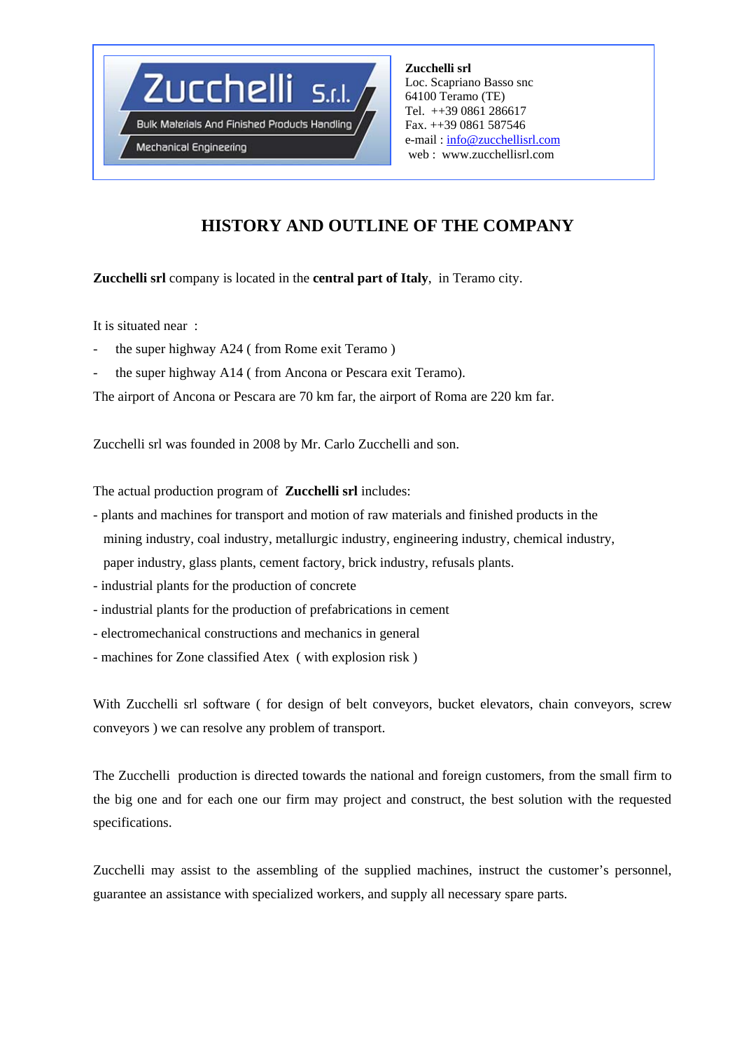**Zucchelli S.r.l.**
Bulk Materials And Finished Products Handling
Mechanical Engineering

**Zucchelli srl**
Loc. Scapriano Basso snc
64100 Teramo (TE)
Tel. ++39 0861 286617
Fax. ++39 0861 587546
e-mail : info@zucchellisrl.com
web : www.zucchellisrl.com

# HISTORY AND OUTLINE OF THE COMPANY

**Zucchelli srl** company is located in the **central part of Italy**, in Teramo city.

It is situated near :

- the super highway A24 ( from Rome exit Teramo )
- the super highway A14 ( from Ancona or Pescara exit Teramo).

The airport of Ancona or Pescara are 70 km far, the airport of Roma are 220 km far.

Zucchelli srl was founded in 2008 by Mr. Carlo Zucchelli and son.

The actual production program of **Zucchelli srl** includes:

- plants and machines for transport and motion of raw materials and finished products in the mining industry, coal industry, metallurgic industry, engineering industry, chemical industry, paper industry, glass plants, cement factory, brick industry, refusals plants.
- industrial plants for the production of concrete
- industrial plants for the production of prefabrications in cement
- electromechanical constructions and mechanics in general
- machines for Zone classified Atex ( with explosion risk )

With Zucchelli srl software ( for design of belt conveyors, bucket elevators, chain conveyors, screw conveyors ) we can resolve any problem of transport.

The Zucchelli production is directed towards the national and foreign customers, from the small firm to the big one and for each one our firm may project and construct, the best solution with the requested specifications.

Zucchelli may assist to the assembling of the supplied machines, instruct the customer's personnel, guarantee an assistance with specialized workers, and supply all necessary spare parts.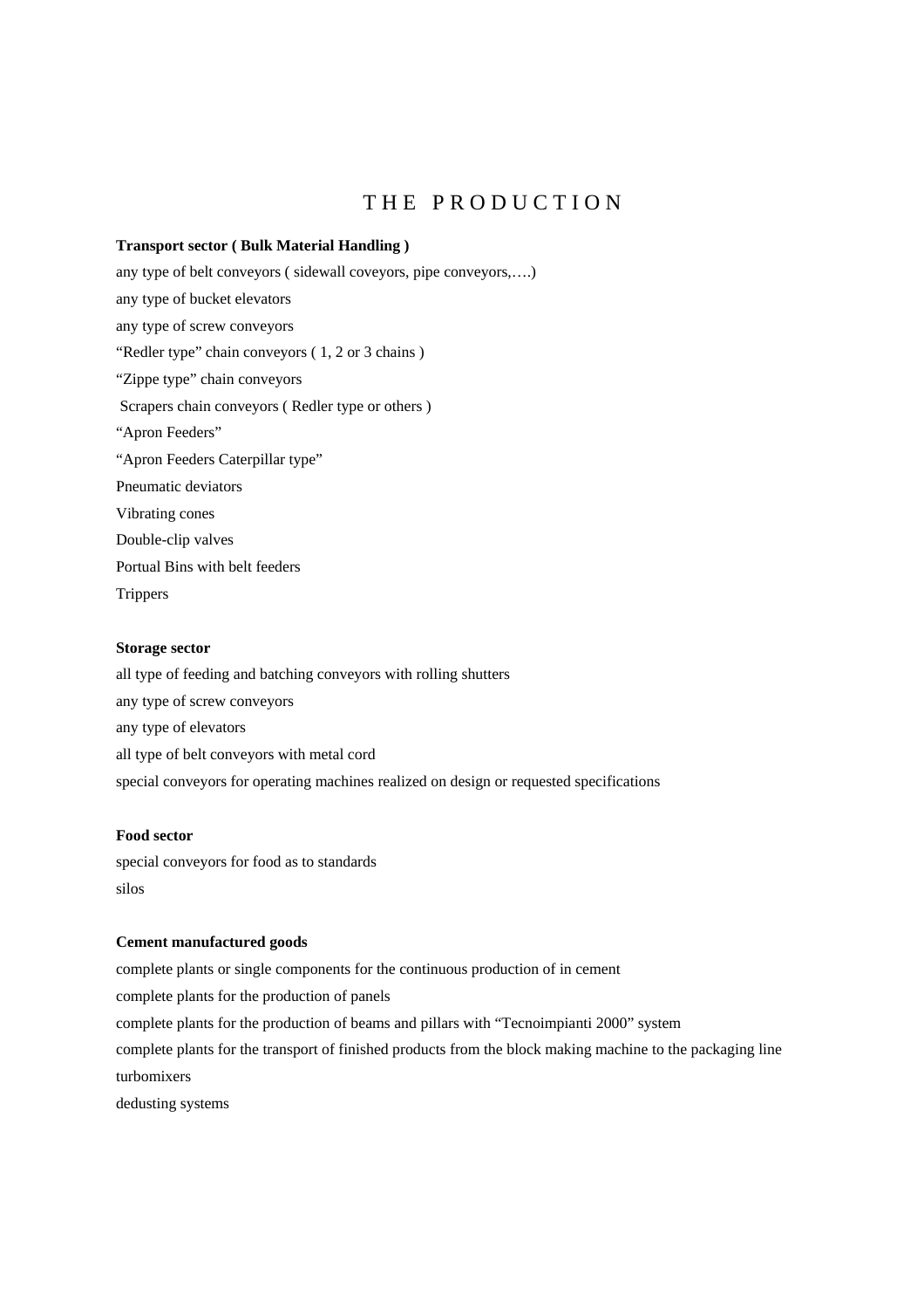# T H E   P R O D U C T I O N

**Transport sector ( Bulk Material Handling )**

any type of belt conveyors ( sidewall coveyors, pipe conveyors,….)

any type of bucket elevators

any type of screw conveyors

“Redler type” chain conveyors ( 1, 2 or 3 chains )

“Zippe type” chain conveyors

Scrapers chain conveyors ( Redler type or others )

“Apron Feeders”

“Apron Feeders Caterpillar type”

Pneumatic deviators

Vibrating cones

Double-clip valves

Portual Bins with belt feeders

Trippers

**Storage sector**

all type of feeding and batching conveyors with rolling shutters

any type of screw conveyors

any type of elevators

all type of belt conveyors with metal cord

special conveyors for operating machines realized on design or requested specifications

**Food sector**

special conveyors for food as to standards

silos

**Cement manufactured goods**

complete plants or single components for the continuous production of in cement

complete plants for the production of panels

complete plants for the production of beams and pillars with “Tecnoimpianti 2000” system

complete plants for the transport of finished products from the block making machine to the packaging line

turbomixers

dedusting systems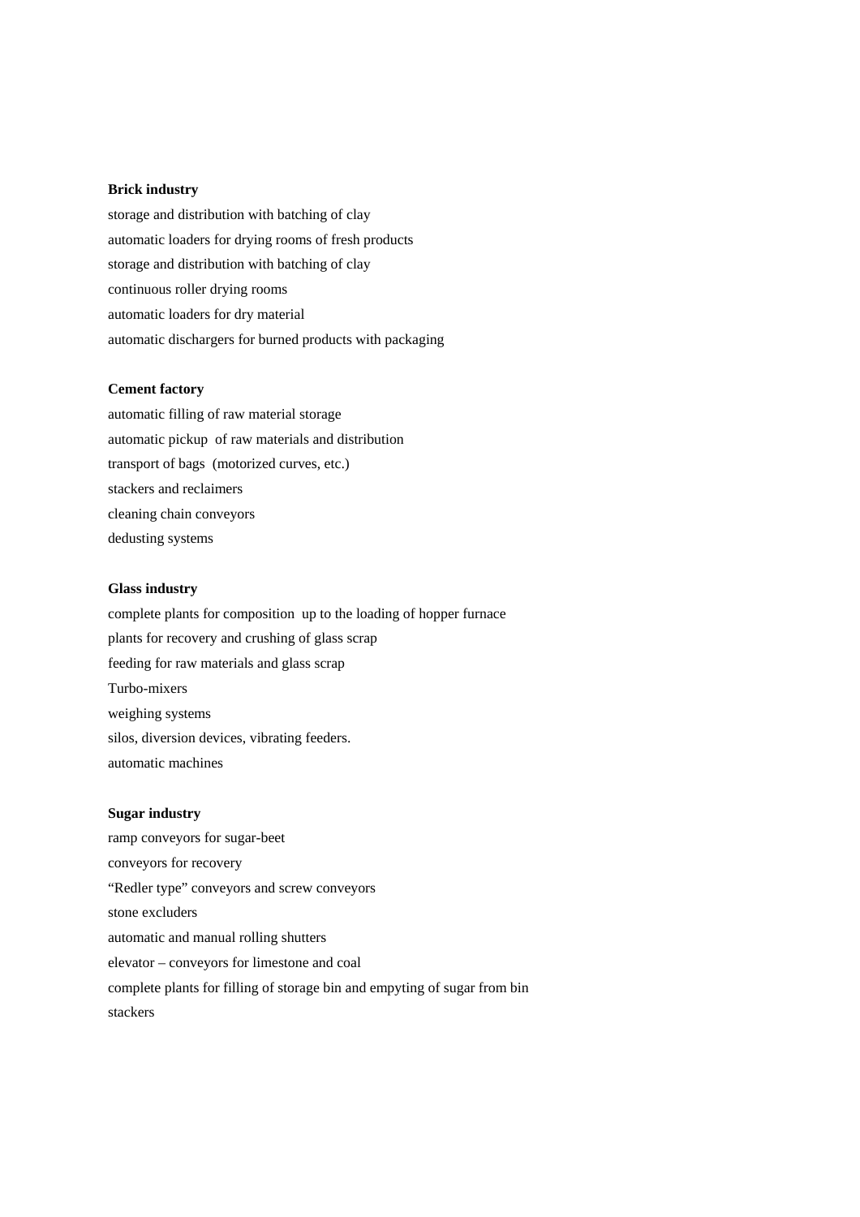**Brick industry**

storage and distribution with batching of clay

automatic loaders for drying rooms of fresh products

storage and distribution with batching of clay

continuous roller drying rooms

automatic loaders for dry material

automatic dischargers for burned products with packaging

**Cement factory**

automatic filling of raw material storage

automatic pickup of raw materials and distribution

transport of bags (motorized curves, etc.)

stackers and reclaimers

cleaning chain conveyors

dedusting systems

**Glass industry**

complete plants for composition up to the loading of hopper furnace

plants for recovery and crushing of glass scrap

feeding for raw materials and glass scrap

Turbo-mixers

weighing systems

silos, diversion devices, vibrating feeders.

automatic machines

**Sugar industry**

ramp conveyors for sugar-beet

conveyors for recovery

"Redler type" conveyors and screw conveyors

stone excluders

automatic and manual rolling shutters

elevator – conveyors for limestone and coal

complete plants for filling of storage bin and empyting of sugar from bin

stackers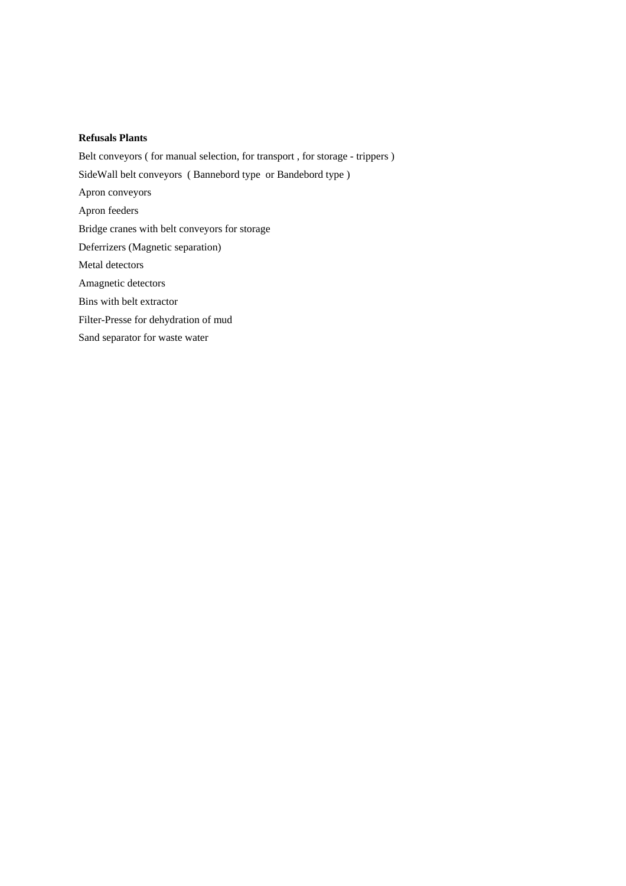**Refusals Plants**

Belt conveyors ( for manual selection, for transport , for storage - trippers )

SideWall belt conveyors ( Bannebord type or Bandebord type )

Apron conveyors

Apron feeders

Bridge cranes with belt conveyors for storage

Deferrizers (Magnetic separation)

Metal detectors

Amagnetic detectors

Bins with belt extractor

Filter-Presse for dehydration of mud

Sand separator for waste water